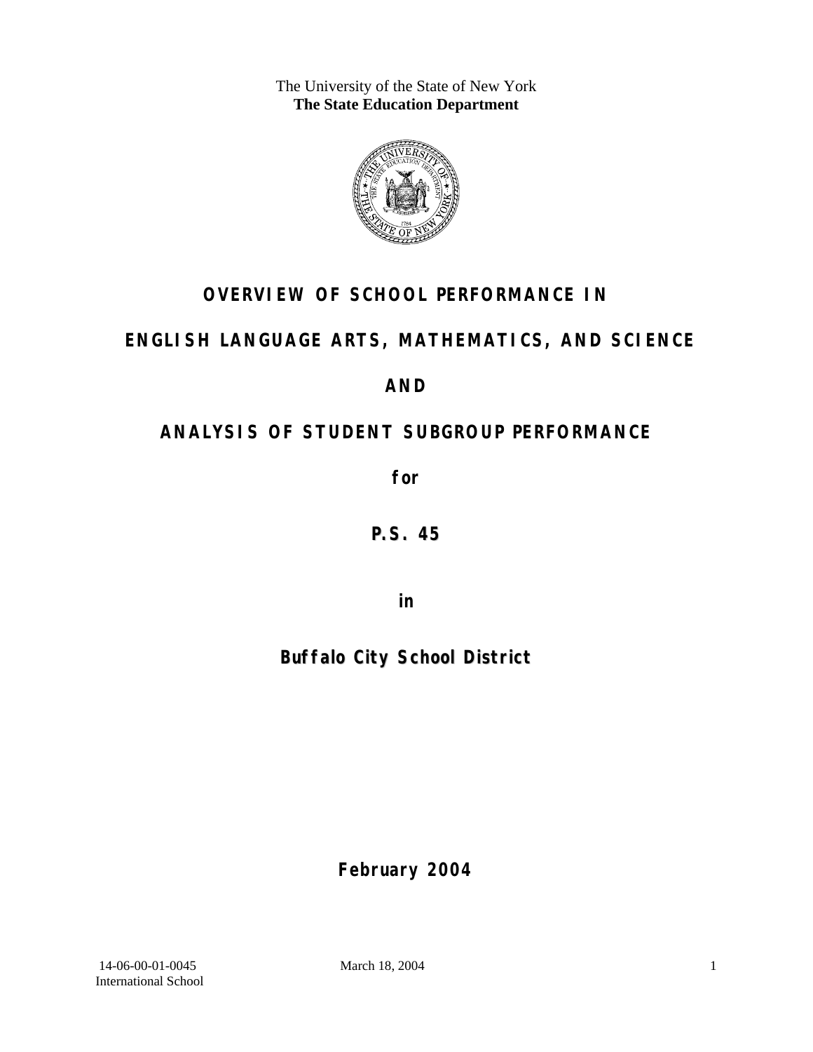The University of the State of New York
**The State Education Department**

# OVERVIEW OF SCHOOL PERFORMANCE IN

# ENGLISH LANGUAGE ARTS, MATHEMATICS, AND SCIENCE

# AND

# ANALYSIS OF STUDENT SUBGROUP PERFORMANCE

**for**

## P.S. 45

**in**

## Buffalo City School District

**February 2004**

14-06-00-01-0045
International School
March 18, 2004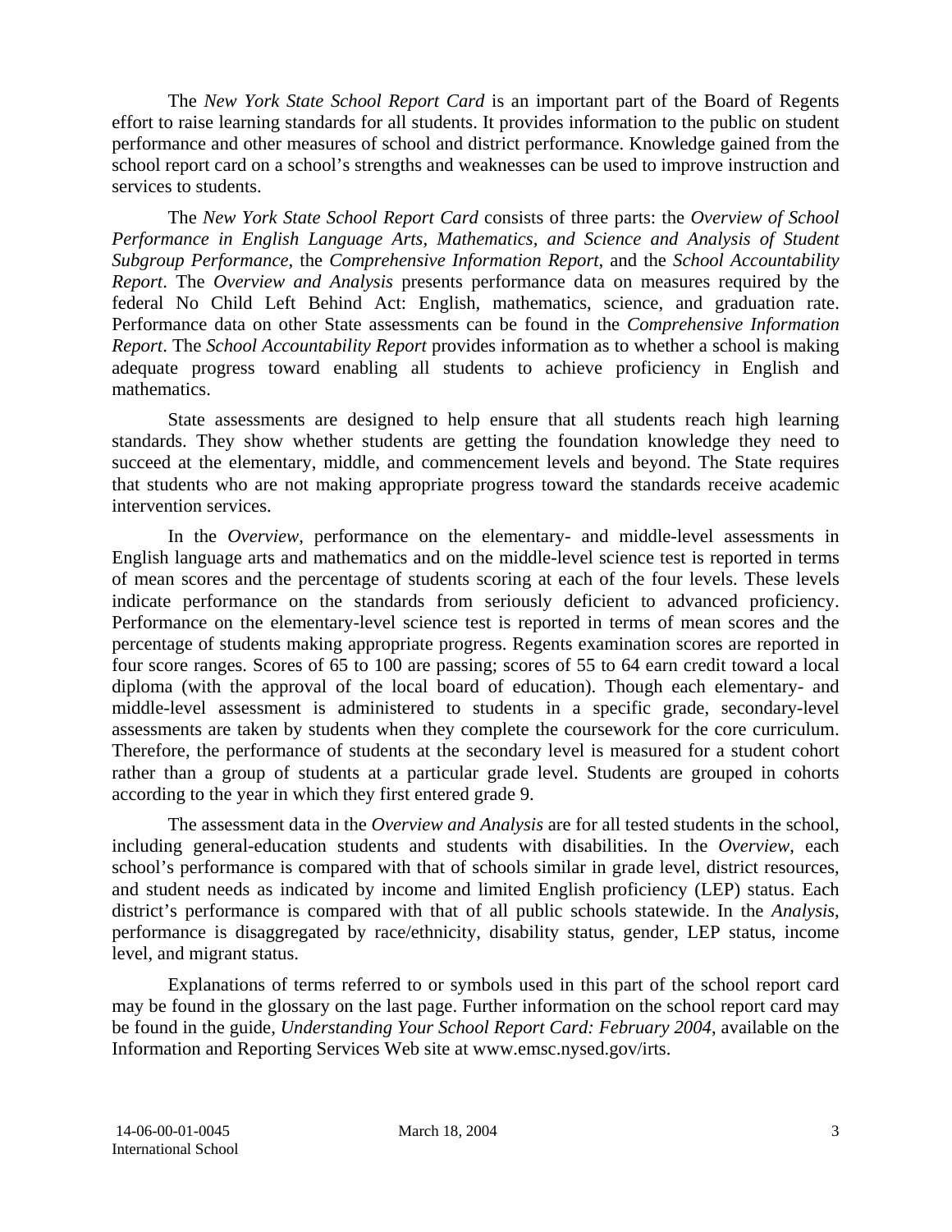The *New York State School Report Card* is an important part of the Board of Regents effort to raise learning standards for all students. It provides information to the public on student performance and other measures of school and district performance. Knowledge gained from the school report card on a school's strengths and weaknesses can be used to improve instruction and services to students.

The *New York State School Report Card* consists of three parts: the *Overview of School Performance in English Language Arts, Mathematics, and Science and Analysis of Student Subgroup Performance,* the *Comprehensive Information Report,* and the *School Accountability Report*. The *Overview and Analysis* presents performance data on measures required by the federal No Child Left Behind Act: English, mathematics, science, and graduation rate. Performance data on other State assessments can be found in the *Comprehensive Information Report*. The *School Accountability Report* provides information as to whether a school is making adequate progress toward enabling all students to achieve proficiency in English and mathematics.

State assessments are designed to help ensure that all students reach high learning standards. They show whether students are getting the foundation knowledge they need to succeed at the elementary, middle, and commencement levels and beyond. The State requires that students who are not making appropriate progress toward the standards receive academic intervention services.

In the *Overview*, performance on the elementary- and middle-level assessments in English language arts and mathematics and on the middle-level science test is reported in terms of mean scores and the percentage of students scoring at each of the four levels. These levels indicate performance on the standards from seriously deficient to advanced proficiency. Performance on the elementary-level science test is reported in terms of mean scores and the percentage of students making appropriate progress. Regents examination scores are reported in four score ranges. Scores of 65 to 100 are passing; scores of 55 to 64 earn credit toward a local diploma (with the approval of the local board of education). Though each elementary- and middle-level assessment is administered to students in a specific grade, secondary-level assessments are taken by students when they complete the coursework for the core curriculum. Therefore, the performance of students at the secondary level is measured for a student cohort rather than a group of students at a particular grade level. Students are grouped in cohorts according to the year in which they first entered grade 9.

The assessment data in the *Overview and Analysis* are for all tested students in the school, including general-education students and students with disabilities. In the *Overview*, each school's performance is compared with that of schools similar in grade level, district resources, and student needs as indicated by income and limited English proficiency (LEP) status. Each district's performance is compared with that of all public schools statewide. In the *Analysis*, performance is disaggregated by race/ethnicity, disability status, gender, LEP status, income level, and migrant status.

Explanations of terms referred to or symbols used in this part of the school report card may be found in the glossary on the last page. Further information on the school report card may be found in the guide, *Understanding Your School Report Card: February 2004*, available on the Information and Reporting Services Web site at www.emsc.nysed.gov/irts.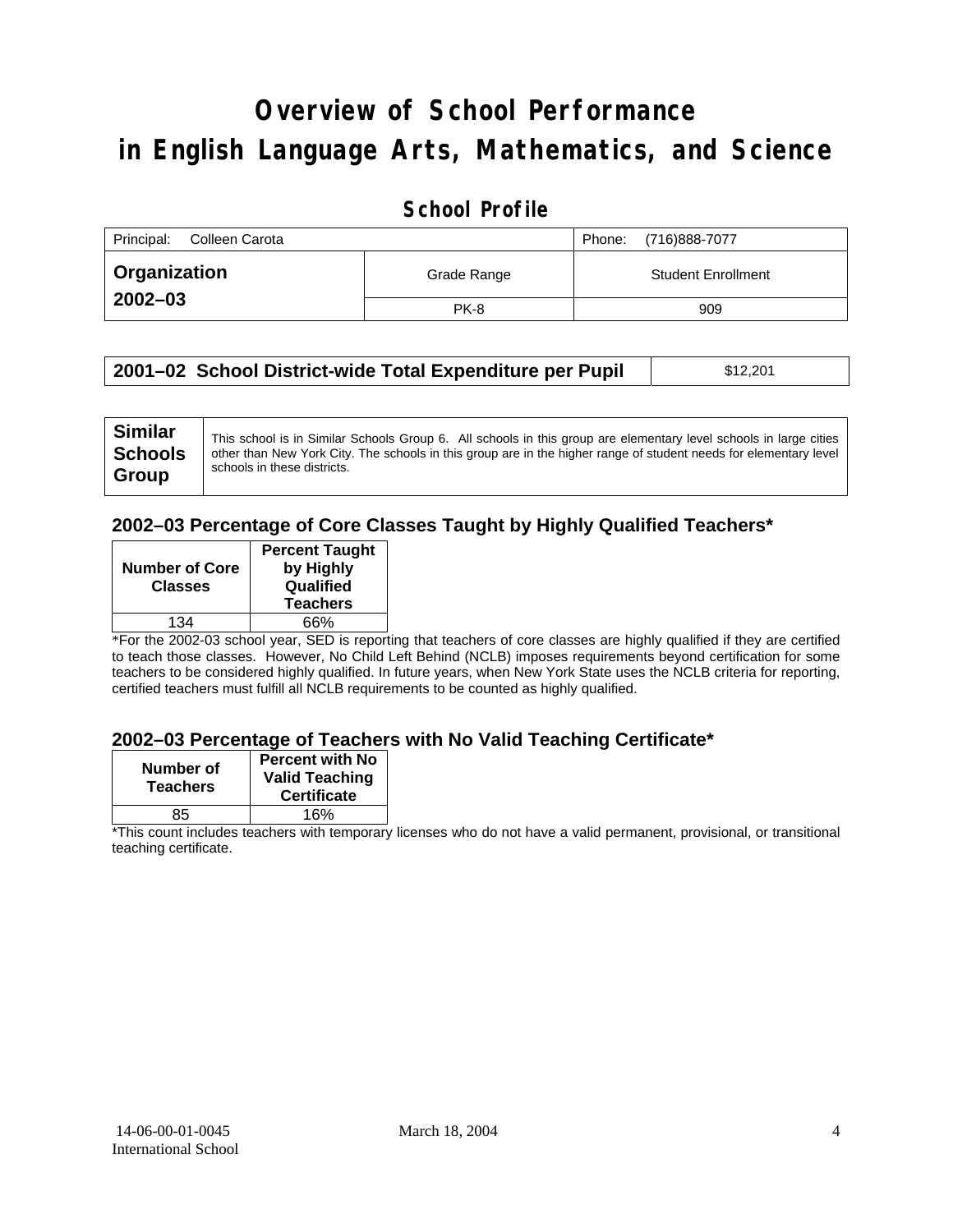# Overview of School Performance in English Language Arts, Mathematics, and Science

## School Profile

| Principal: Colleen Carota | | Phone: (716)888-7077 |
|---|---|---|
| **Organization 2002–03** | Grade Range | Student Enrollment |
| | PK-8 | 909 |

| **2001–02 School District-wide Total Expenditure per Pupil** | $12,201 |
|---|---|

| **Similar Schools Group** | This school is in Similar Schools Group 6. All schools in this group are elementary level schools in large cities other than New York City. The schools in this group are in the higher range of student needs for elementary level schools in these districts. |
|---|---|

### 2002–03 Percentage of Core Classes Taught by Highly Qualified Teachers*

| Number of Core Classes | Percent Taught by Highly Qualified Teachers |
|---|---|
| 134 | 66% |

*For the 2002-03 school year, SED is reporting that teachers of core classes are highly qualified if they are certified to teach those classes. However, No Child Left Behind (NCLB) imposes requirements beyond certification for some teachers to be considered highly qualified. In future years, when New York State uses the NCLB criteria for reporting, certified teachers must fulfill all NCLB requirements to be counted as highly qualified.

### 2002–03 Percentage of Teachers with No Valid Teaching Certificate*

| Number of Teachers | Percent with No Valid Teaching Certificate |
|---|---|
| 85 | 16% |

*This count includes teachers with temporary licenses who do not have a valid permanent, provisional, or transitional teaching certificate.

14-06-00-01-0045
International School

March 18, 2004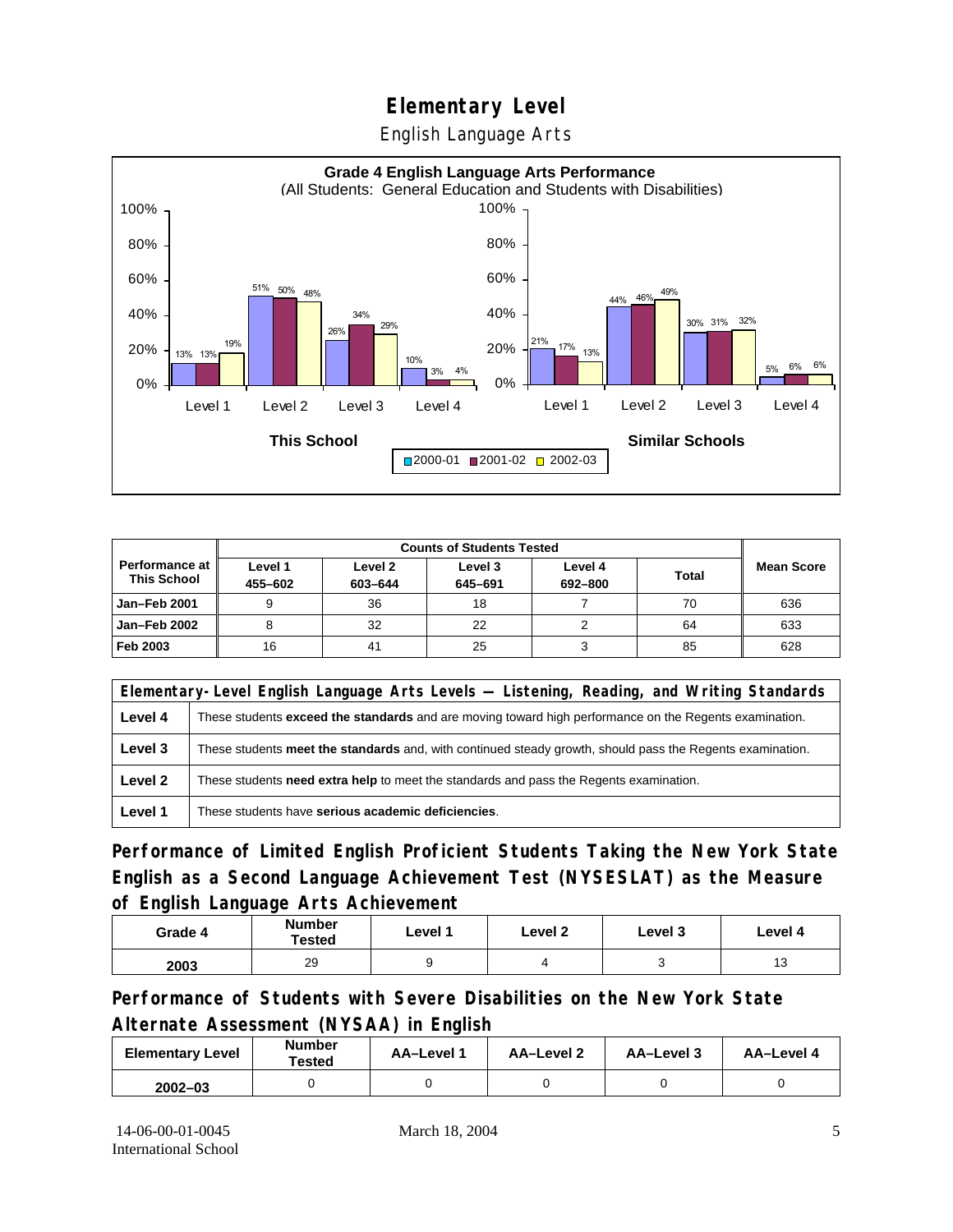# Elementary Level

## English Language Arts

**Grade 4 English Language Arts Performance**
(All Students: General Education and Students with Disabilities)

| | This School 2000-01 | This School 2001-02 | This School 2002-03 | Similar Schools 2000-01 | Similar Schools 2001-02 | Similar Schools 2002-03 |
|---|---|---|---|---|---|---|
| Level 1 | 13% | 13% | 19% | 21% | 17% | 13% |
| Level 2 | 51% | 50% | 48% | 44% | 46% | 49% |
| Level 3 | 26% | 34% | 29% | 30% | 31% | 32% |
| Level 4 | 10% | 3% | 4% | 5% | 6% | 6% |

| Performance at This School | Counts of Students Tested | | | | | Mean Score |
|---|---|---|---|---|---|---|
| | Level 1 455–602 | Level 2 603–644 | Level 3 645–691 | Level 4 692–800 | Total | |
| Jan–Feb 2001 | 9 | 36 | 18 | 7 | 70 | 636 |
| Jan–Feb 2002 | 8 | 32 | 22 | 2 | 64 | 633 |
| Feb 2003 | 16 | 41 | 25 | 3 | 85 | 628 |

| Elementary-Level English Language Arts Levels — Listening, Reading, and Writing Standards | |
|---|---|
| Level 4 | These students **exceed the standards** and are moving toward high performance on the Regents examination. |
| Level 3 | These students **meet the standards** and, with continued steady growth, should pass the Regents examination. |
| Level 2 | These students **need extra help** to meet the standards and pass the Regents examination. |
| Level 1 | These students have **serious academic deficiencies**. |

## Performance of Limited English Proficient Students Taking the New York State English as a Second Language Achievement Test (NYSESLAT) as the Measure of English Language Arts Achievement

| Grade 4 | Number Tested | Level 1 | Level 2 | Level 3 | Level 4 |
|---|---|---|---|---|---|
| 2003 | 29 | 9 | 4 | 3 | 13 |

## Performance of Students with Severe Disabilities on the New York State Alternate Assessment (NYSAA) in English

| Elementary Level | Number Tested | AA–Level 1 | AA–Level 2 | AA–Level 3 | AA–Level 4 |
|---|---|---|---|---|---|
| 2002–03 | 0 | 0 | 0 | 0 | 0 |

14-06-00-01-0045
International School

March 18, 2004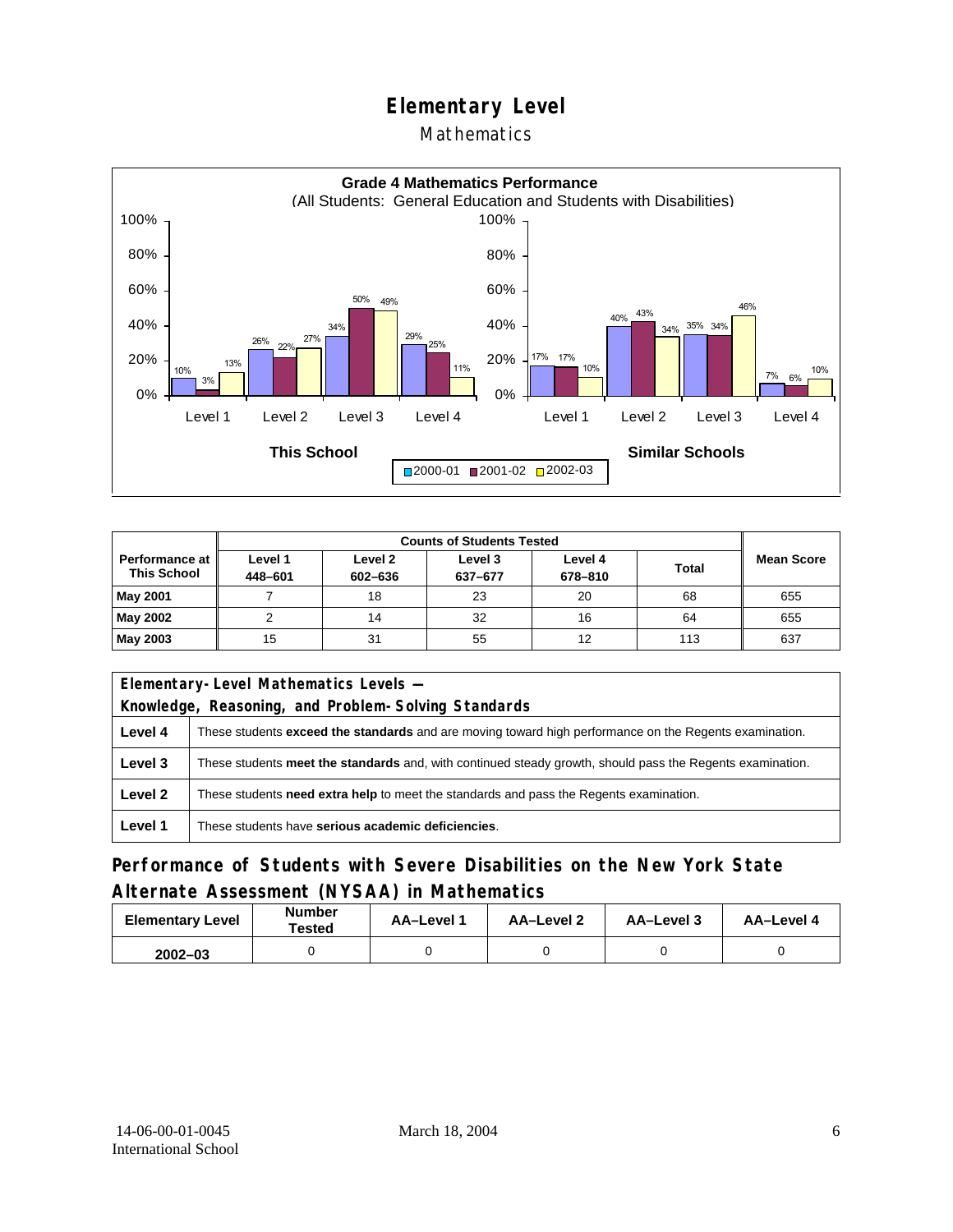# Elementary Level

## Mathematics

**Grade 4 Mathematics Performance**
(All Students: General Education and Students with Disabilities)

| | This School 2000-01 | This School 2001-02 | This School 2002-03 | Similar Schools 2000-01 | Similar Schools 2001-02 | Similar Schools 2002-03 |
|---|---|---|---|---|---|---|
| Level 1 | 10% | 3% | 13% | 17% | 17% | 10% |
| Level 2 | 26% | 22% | 27% | 40% | 43% | 34% |
| Level 3 | 34% | 50% | 49% | 35% | 34% | 46% |
| Level 4 | 29% | 25% | 11% | 7% | 6% | 10% |

| Performance at This School | Counts of Students Tested | | | | | Mean Score |
|---|---|---|---|---|---|---|
| | Level 1 448–601 | Level 2 602–636 | Level 3 637–677 | Level 4 678–810 | Total | |
| **May 2001** | 7 | 18 | 23 | 20 | 68 | 655 |
| **May 2002** | 2 | 14 | 32 | 16 | 64 | 655 |
| **May 2003** | 15 | 31 | 55 | 12 | 113 | 637 |

| Elementary-Level Mathematics Levels — Knowledge, Reasoning, and Problem-Solving Standards | |
|---|---|
| **Level 4** | These students **exceed the standards** and are moving toward high performance on the Regents examination. |
| **Level 3** | These students **meet the standards** and, with continued steady growth, should pass the Regents examination. |
| **Level 2** | These students **need extra help** to meet the standards and pass the Regents examination. |
| **Level 1** | These students have **serious academic deficiencies**. |

## Performance of Students with Severe Disabilities on the New York State Alternate Assessment (NYSAA) in Mathematics

| Elementary Level | Number Tested | AA–Level 1 | AA–Level 2 | AA–Level 3 | AA–Level 4 |
|---|---|---|---|---|---|
| 2002–03 | 0 | 0 | 0 | 0 | 0 |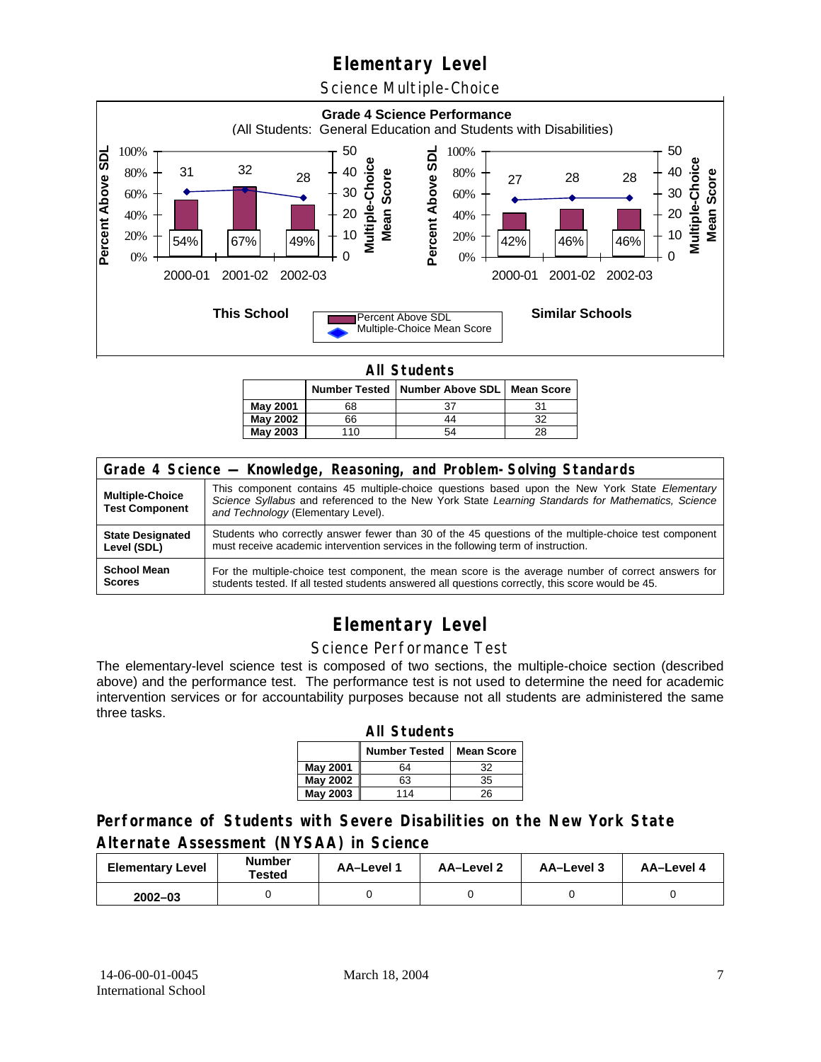# Elementary Level

## Science Multiple-Choice

**Grade 4 Science Performance**
(All Students: General Education and Students with Disabilities)

**This School**

| | 2000-01 | 2001-02 | 2002-03 |
|---|---|---|---|
| Percent Above SDL | 54% | 67% | 49% |
| Multiple-Choice Mean Score | 31 | 32 | 28 |

**Similar Schools**

| | 2000-01 | 2001-02 | 2002-03 |
|---|---|---|---|
| Percent Above SDL | 42% | 46% | 46% |
| Multiple-Choice Mean Score | 27 | 28 | 28 |

**All Students**

| | Number Tested | Number Above SDL | Mean Score |
|---|---|---|---|
| **May 2001** | 68 | 37 | 31 |
| **May 2002** | 66 | 44 | 32 |
| **May 2003** | 110 | 54 | 28 |

| Grade 4 Science — Knowledge, Reasoning, and Problem-Solving Standards | |
|---|---|
| **Multiple-Choice Test Component** | This component contains 45 multiple-choice questions based upon the New York State *Elementary Science Syllabus* and referenced to the New York State *Learning Standards for Mathematics, Science and Technology* (Elementary Level). |
| **State Designated Level (SDL)** | Students who correctly answer fewer than 30 of the 45 questions of the multiple-choice test component must receive academic intervention services in the following term of instruction. |
| **School Mean Scores** | For the multiple-choice test component, the mean score is the average number of correct answers for students tested. If all tested students answered all questions correctly, this score would be 45. |

# Elementary Level

## Science Performance Test

The elementary-level science test is composed of two sections, the multiple-choice section (described above) and the performance test. The performance test is not used to determine the need for academic intervention services or for accountability purposes because not all students are administered the same three tasks.

**All Students**

| | Number Tested | Mean Score |
|---|---|---|
| **May 2001** | 64 | 32 |
| **May 2002** | 63 | 35 |
| **May 2003** | 114 | 26 |

## Performance of Students with Severe Disabilities on the New York State Alternate Assessment (NYSAA) in Science

| Elementary Level | Number Tested | AA–Level 1 | AA–Level 2 | AA–Level 3 | AA–Level 4 |
|---|---|---|---|---|---|
| **2002–03** | 0 | 0 | 0 | 0 | 0 |

14-06-00-01-0045
International School

March 18, 2004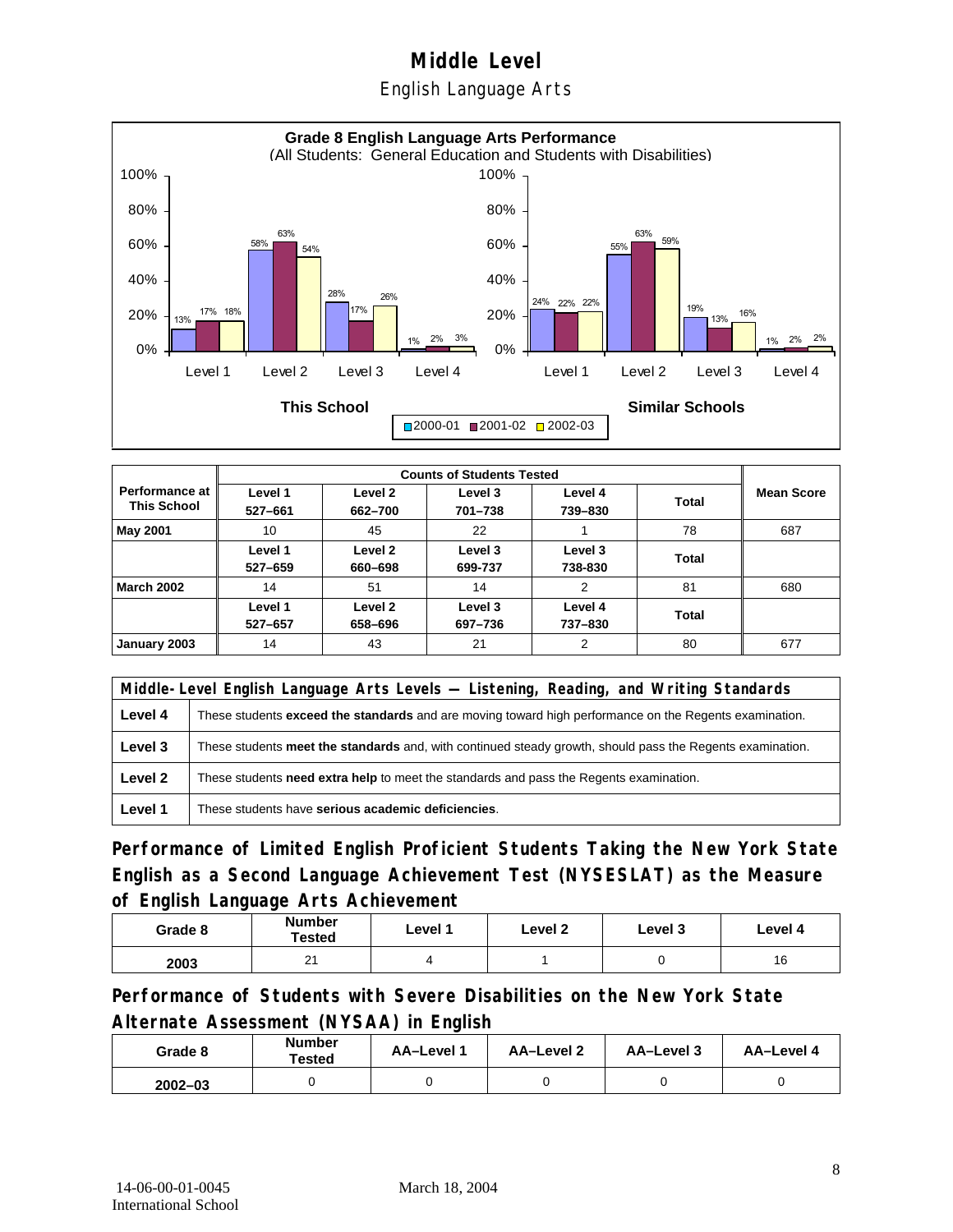# Middle Level

## English Language Arts

**Grade 8 English Language Arts Performance**
(All Students: General Education and Students with Disabilities)

| | This School 2000-01 | This School 2001-02 | This School 2002-03 | Similar Schools 2000-01 | Similar Schools 2001-02 | Similar Schools 2002-03 |
|---|---|---|---|---|---|---|
| Level 1 | 13% | 17% | 18% | 24% | 22% | 22% |
| Level 2 | 58% | 63% | 54% | 55% | 63% | 59% |
| Level 3 | 28% | 17% | 26% | 19% | 13% | 16% |
| Level 4 | 1% | 2% | 3% | 1% | 2% | 2% |

| Performance at This School | Counts of Students Tested | | | | | Mean Score |
|---|---|---|---|---|---|---|
| | Level 1 527–661 | Level 2 662–700 | Level 3 701–738 | Level 4 739–830 | Total | |
| **May 2001** | 10 | 45 | 22 | 1 | 78 | 687 |
| | Level 1 527–659 | Level 2 660–698 | Level 3 699-737 | Level 3 738-830 | Total | |
| **March 2002** | 14 | 51 | 14 | 2 | 81 | 680 |
| | Level 1 527–657 | Level 2 658–696 | Level 3 697–736 | Level 4 737–830 | Total | |
| **January 2003** | 14 | 43 | 21 | 2 | 80 | 677 |

| Middle-Level English Language Arts Levels — Listening, Reading, and Writing Standards | |
|---|---|
| **Level 4** | These students **exceed the standards** and are moving toward high performance on the Regents examination. |
| **Level 3** | These students **meet the standards** and, with continued steady growth, should pass the Regents examination. |
| **Level 2** | These students **need extra help** to meet the standards and pass the Regents examination. |
| **Level 1** | These students have **serious academic deficiencies**. |

### Performance of Limited English Proficient Students Taking the New York State English as a Second Language Achievement Test (NYSESLAT) as the Measure of English Language Arts Achievement

| Grade 8 | Number Tested | Level 1 | Level 2 | Level 3 | Level 4 |
|---|---|---|---|---|---|
| 2003 | 21 | 4 | 1 | 0 | 16 |

### Performance of Students with Severe Disabilities on the New York State Alternate Assessment (NYSAA) in English

| Grade 8 | Number Tested | AA–Level 1 | AA–Level 2 | AA–Level 3 | AA–Level 4 |
|---|---|---|---|---|---|
| 2002–03 | 0 | 0 | 0 | 0 | 0 |

14-06-00-01-0045 International School | March 18, 2004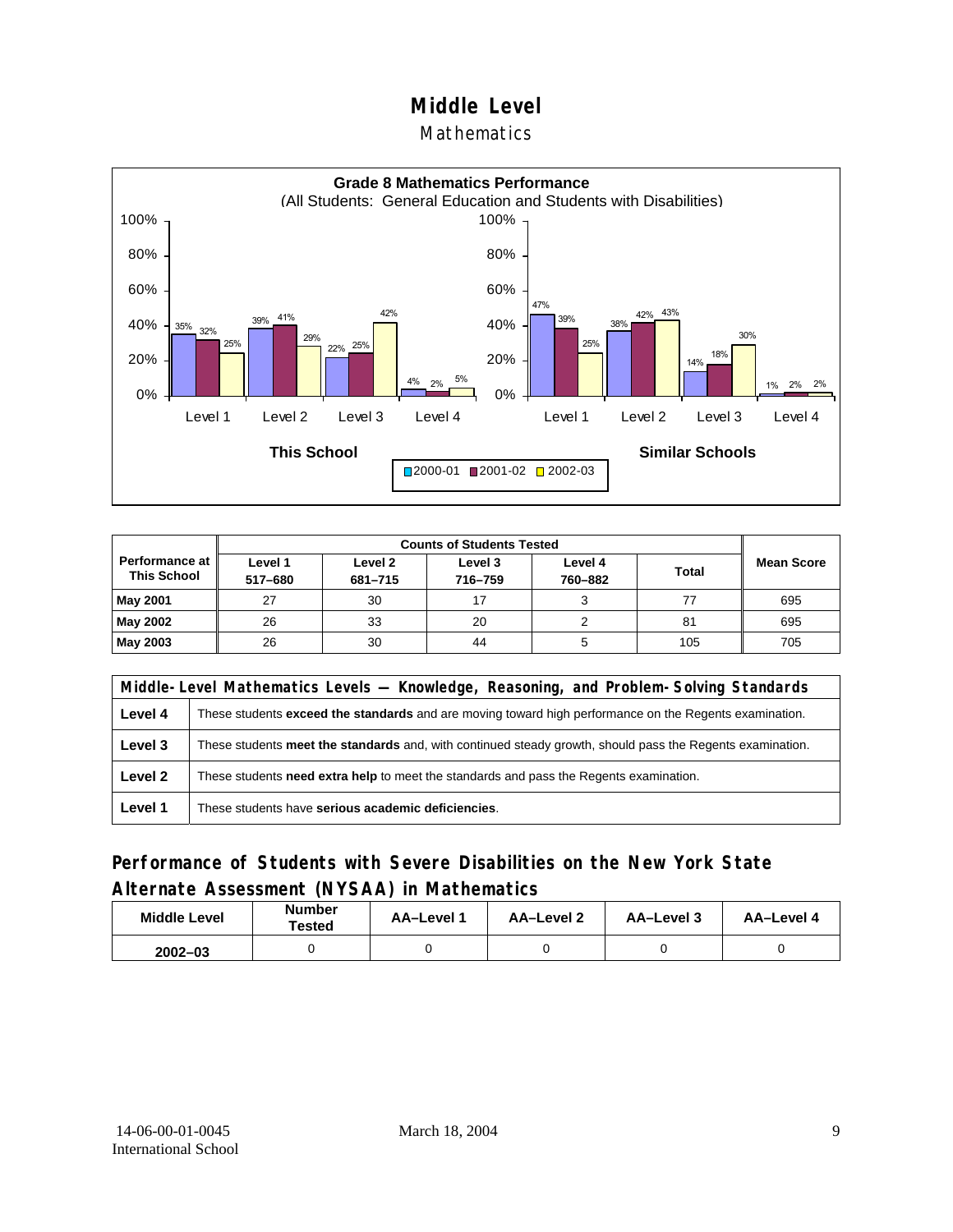# Middle Level

## Mathematics

**Grade 8 Mathematics Performance**
(All Students: General Education and Students with Disabilities)

| | This School 2000-01 | This School 2001-02 | This School 2002-03 | Similar Schools 2000-01 | Similar Schools 2001-02 | Similar Schools 2002-03 |
|---|---|---|---|---|---|---|
| Level 1 | 35% | 32% | 25% | 47% | 39% | 25% |
| Level 2 | 39% | 41% | 29% | 38% | 42% | 43% |
| Level 3 | 22% | 25% | 42% | 14% | 18% | 30% |
| Level 4 | 4% | 2% | 5% | 1% | 2% | 2% |

| Performance at This School | Counts of Students Tested | | | | | Mean Score |
|---|---|---|---|---|---|---|
| | Level 1 517–680 | Level 2 681–715 | Level 3 716–759 | Level 4 760–882 | Total | |
| **May 2001** | 27 | 30 | 17 | 3 | 77 | 695 |
| **May 2002** | 26 | 33 | 20 | 2 | 81 | 695 |
| **May 2003** | 26 | 30 | 44 | 5 | 105 | 705 |

| Middle-Level Mathematics Levels — Knowledge, Reasoning, and Problem-Solving Standards | |
|---|---|
| **Level 4** | These students **exceed the standards** and are moving toward high performance on the Regents examination. |
| **Level 3** | These students **meet the standards** and, with continued steady growth, should pass the Regents examination. |
| **Level 2** | These students **need extra help** to meet the standards and pass the Regents examination. |
| **Level 1** | These students have **serious academic deficiencies**. |

## Performance of Students with Severe Disabilities on the New York State Alternate Assessment (NYSAA) in Mathematics

| Middle Level | Number Tested | AA–Level 1 | AA–Level 2 | AA–Level 3 | AA–Level 4 |
|---|---|---|---|---|---|
| **2002–03** | 0 | 0 | 0 | 0 | 0 |

14-06-00-01-0045
International School

March 18, 2004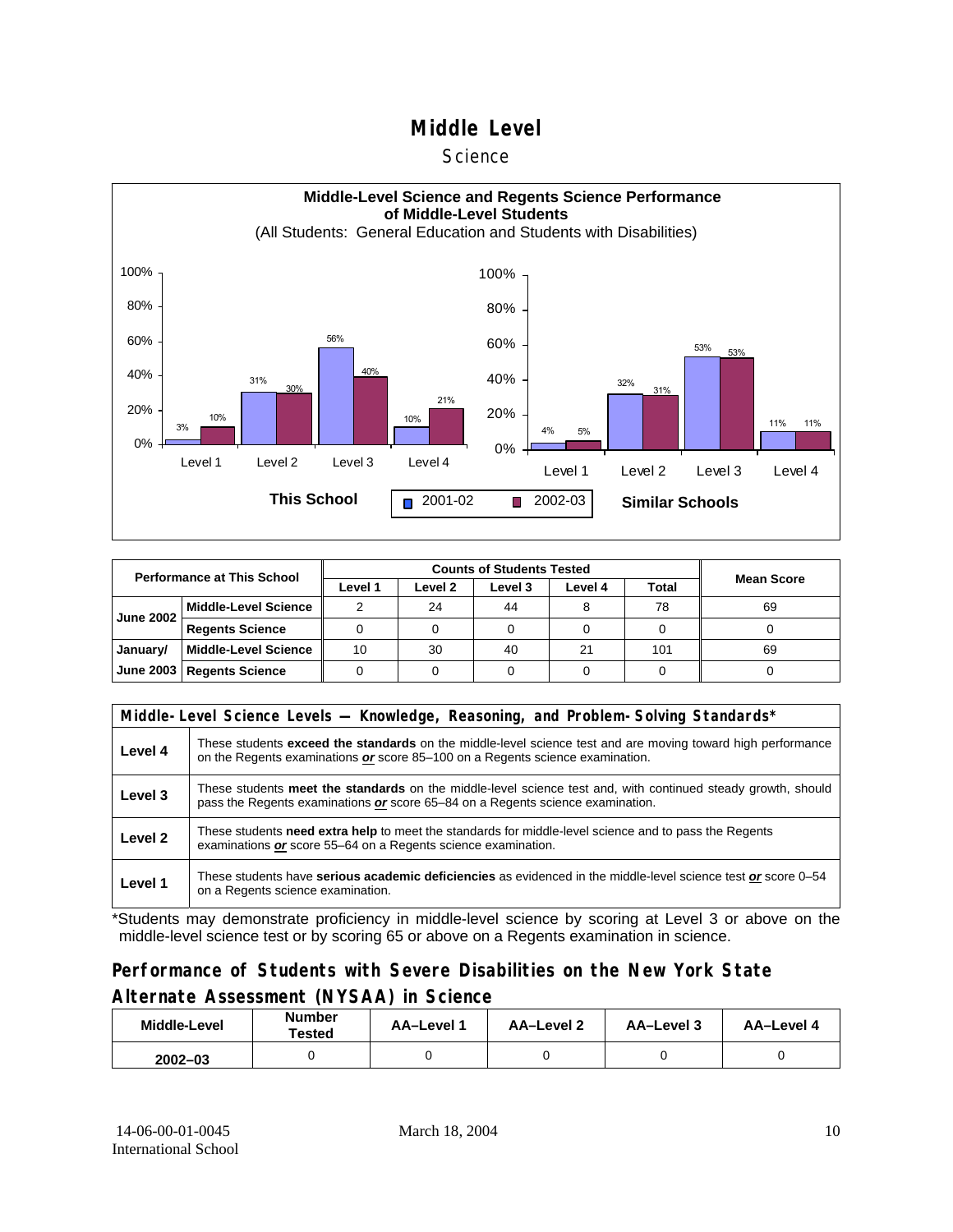# Middle Level

## Science

**Middle-Level Science and Regents Science Performance of Middle-Level Students**
(All Students: General Education and Students with Disabilities)

**This School**

| | Level 1 | Level 2 | Level 3 | Level 4 |
|---|---|---|---|---|
| 2001-02 | 3% | 31% | 56% | 10% |
| 2002-03 | 10% | 30% | 40% | 21% |

**Similar Schools**

| | Level 1 | Level 2 | Level 3 | Level 4 |
|---|---|---|---|---|
| 2001-02 | 4% | 32% | 53% | 11% |
| 2002-03 | 5% | 31% | 53% | 11% |

| Performance at This School | | Counts of Students Tested | | | | | Mean Score |
|---|---|---|---|---|---|---|---|
| | | Level 1 | Level 2 | Level 3 | Level 4 | Total | |
| June 2002 | Middle-Level Science | 2 | 24 | 44 | 8 | 78 | 69 |
| | Regents Science | 0 | 0 | 0 | 0 | 0 | 0 |
| January/ June 2003 | Middle-Level Science | 10 | 30 | 40 | 21 | 101 | 69 |
| | Regents Science | 0 | 0 | 0 | 0 | 0 | 0 |

| Middle-Level Science Levels — Knowledge, Reasoning, and Problem-Solving Standards* | |
|---|---|
| **Level 4** | These students **exceed the standards** on the middle-level science test and are moving toward high performance on the Regents examinations ***or*** score 85–100 on a Regents science examination. |
| **Level 3** | These students **meet the standards** on the middle-level science test and, with continued steady growth, should pass the Regents examinations ***or*** score 65–84 on a Regents science examination. |
| **Level 2** | These students **need extra help** to meet the standards for middle-level science and to pass the Regents examinations ***or*** score 55–64 on a Regents science examination. |
| **Level 1** | These students have **serious academic deficiencies** as evidenced in the middle-level science test ***or*** score 0–54 on a Regents science examination. |

*Students may demonstrate proficiency in middle-level science by scoring at Level 3 or above on the middle-level science test or by scoring 65 or above on a Regents examination in science.

## Performance of Students with Severe Disabilities on the New York State Alternate Assessment (NYSAA) in Science

| Middle-Level | Number Tested | AA–Level 1 | AA–Level 2 | AA–Level 3 | AA–Level 4 |
|---|---|---|---|---|---|
| 2002–03 | 0 | 0 | 0 | 0 | 0 |

14-06-00-01-0045
International School

March 18, 2004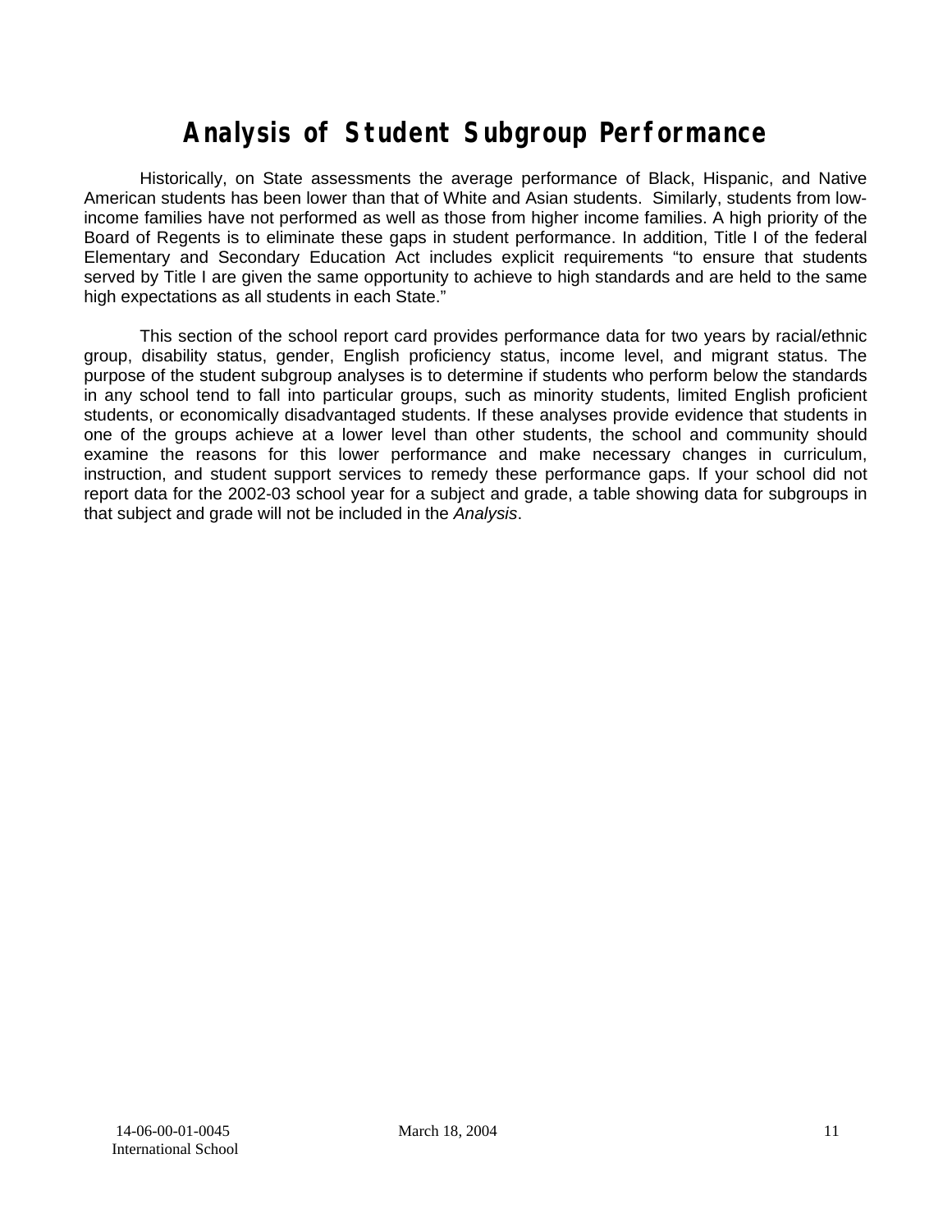# Analysis of Student Subgroup Performance

Historically, on State assessments the average performance of Black, Hispanic, and Native American students has been lower than that of White and Asian students. Similarly, students from low-income families have not performed as well as those from higher income families. A high priority of the Board of Regents is to eliminate these gaps in student performance. In addition, Title I of the federal Elementary and Secondary Education Act includes explicit requirements "to ensure that students served by Title I are given the same opportunity to achieve to high standards and are held to the same high expectations as all students in each State."

This section of the school report card provides performance data for two years by racial/ethnic group, disability status, gender, English proficiency status, income level, and migrant status. The purpose of the student subgroup analyses is to determine if students who perform below the standards in any school tend to fall into particular groups, such as minority students, limited English proficient students, or economically disadvantaged students. If these analyses provide evidence that students in one of the groups achieve at a lower level than other students, the school and community should examine the reasons for this lower performance and make necessary changes in curriculum, instruction, and student support services to remedy these performance gaps. If your school did not report data for the 2002-03 school year for a subject and grade, a table showing data for subgroups in that subject and grade will not be included in the *Analysis*.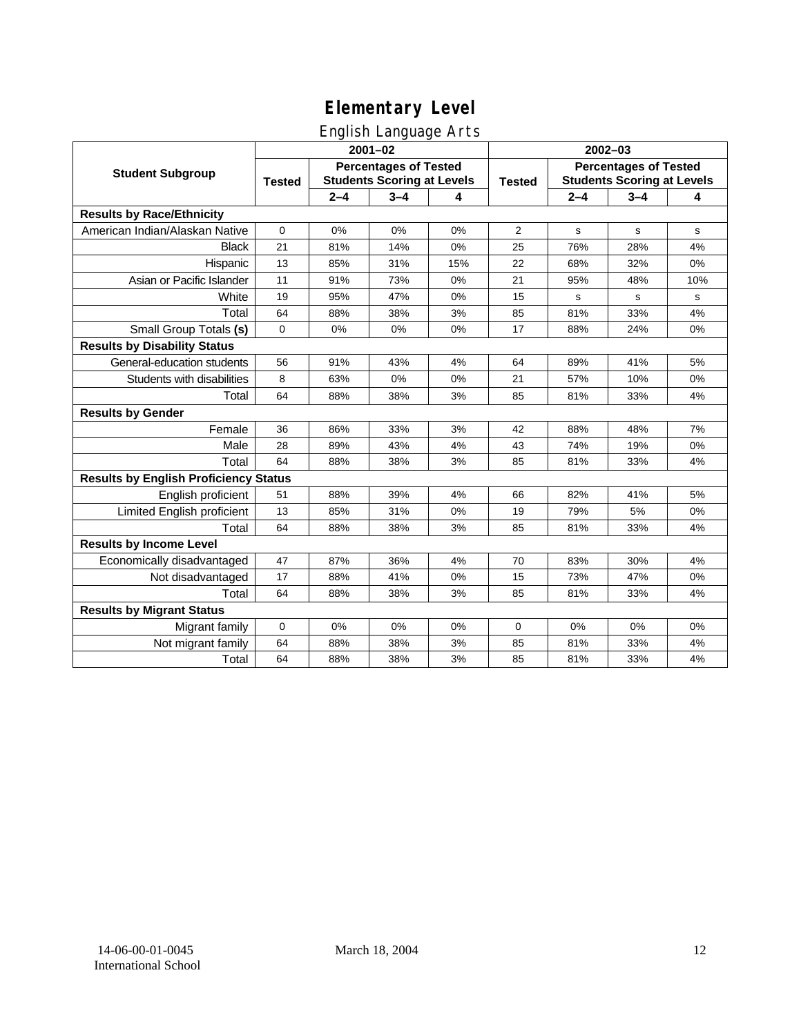# Elementary Level

## English Language Arts

| Student Subgroup | 2001–02 | | | | 2002–03 | | | |
|---|---|---|---|---|---|---|---|---|
| | Tested | Percentages of Tested Students Scoring at Levels | | | Tested | Percentages of Tested Students Scoring at Levels | | |
| | | 2–4 | 3–4 | 4 | | 2–4 | 3–4 | 4 |
| **Results by Race/Ethnicity** | | | | | | | | |
| American Indian/Alaskan Native | 0 | 0% | 0% | 0% | 2 | s | s | s |
| Black | 21 | 81% | 14% | 0% | 25 | 76% | 28% | 4% |
| Hispanic | 13 | 85% | 31% | 15% | 22 | 68% | 32% | 0% |
| Asian or Pacific Islander | 11 | 91% | 73% | 0% | 21 | 95% | 48% | 10% |
| White | 19 | 95% | 47% | 0% | 15 | s | s | s |
| Total | 64 | 88% | 38% | 3% | 85 | 81% | 33% | 4% |
| Small Group Totals **(s)** | 0 | 0% | 0% | 0% | 17 | 88% | 24% | 0% |
| **Results by Disability Status** | | | | | | | | |
| General-education students | 56 | 91% | 43% | 4% | 64 | 89% | 41% | 5% |
| Students with disabilities | 8 | 63% | 0% | 0% | 21 | 57% | 10% | 0% |
| Total | 64 | 88% | 38% | 3% | 85 | 81% | 33% | 4% |
| **Results by Gender** | | | | | | | | |
| Female | 36 | 86% | 33% | 3% | 42 | 88% | 48% | 7% |
| Male | 28 | 89% | 43% | 4% | 43 | 74% | 19% | 0% |
| Total | 64 | 88% | 38% | 3% | 85 | 81% | 33% | 4% |
| **Results by English Proficiency Status** | | | | | | | | |
| English proficient | 51 | 88% | 39% | 4% | 66 | 82% | 41% | 5% |
| Limited English proficient | 13 | 85% | 31% | 0% | 19 | 79% | 5% | 0% |
| Total | 64 | 88% | 38% | 3% | 85 | 81% | 33% | 4% |
| **Results by Income Level** | | | | | | | | |
| Economically disadvantaged | 47 | 87% | 36% | 4% | 70 | 83% | 30% | 4% |
| Not disadvantaged | 17 | 88% | 41% | 0% | 15 | 73% | 47% | 0% |
| Total | 64 | 88% | 38% | 3% | 85 | 81% | 33% | 4% |
| **Results by Migrant Status** | | | | | | | | |
| Migrant family | 0 | 0% | 0% | 0% | 0 | 0% | 0% | 0% |
| Not migrant family | 64 | 88% | 38% | 3% | 85 | 81% | 33% | 4% |
| Total | 64 | 88% | 38% | 3% | 85 | 81% | 33% | 4% |

14-06-00-01-0045 International School — March 18, 2004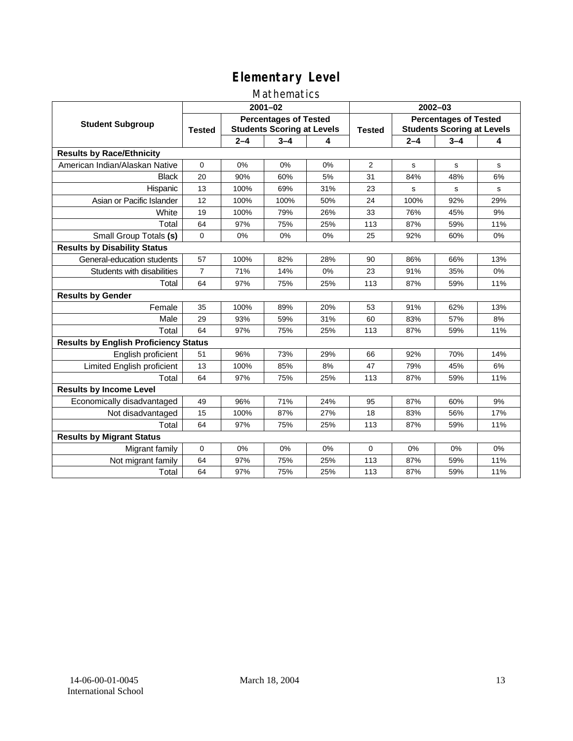# Elementary Level

## Mathematics

| Student Subgroup | 2001–02 | | | | 2002–03 | | | |
|---|---|---|---|---|---|---|---|---|
| | Tested | Percentages of Tested Students Scoring at Levels | | | Tested | Percentages of Tested Students Scoring at Levels | | |
| | | 2–4 | 3–4 | 4 | | 2–4 | 3–4 | 4 |
| **Results by Race/Ethnicity** | | | | | | | | |
| American Indian/Alaskan Native | 0 | 0% | 0% | 0% | 2 | s | s | s |
| Black | 20 | 90% | 60% | 5% | 31 | 84% | 48% | 6% |
| Hispanic | 13 | 100% | 69% | 31% | 23 | s | s | s |
| Asian or Pacific Islander | 12 | 100% | 100% | 50% | 24 | 100% | 92% | 29% |
| White | 19 | 100% | 79% | 26% | 33 | 76% | 45% | 9% |
| Total | 64 | 97% | 75% | 25% | 113 | 87% | 59% | 11% |
| Small Group Totals **(s)** | 0 | 0% | 0% | 0% | 25 | 92% | 60% | 0% |
| **Results by Disability Status** | | | | | | | | |
| General-education students | 57 | 100% | 82% | 28% | 90 | 86% | 66% | 13% |
| Students with disabilities | 7 | 71% | 14% | 0% | 23 | 91% | 35% | 0% |
| Total | 64 | 97% | 75% | 25% | 113 | 87% | 59% | 11% |
| **Results by Gender** | | | | | | | | |
| Female | 35 | 100% | 89% | 20% | 53 | 91% | 62% | 13% |
| Male | 29 | 93% | 59% | 31% | 60 | 83% | 57% | 8% |
| Total | 64 | 97% | 75% | 25% | 113 | 87% | 59% | 11% |
| **Results by English Proficiency Status** | | | | | | | | |
| English proficient | 51 | 96% | 73% | 29% | 66 | 92% | 70% | 14% |
| Limited English proficient | 13 | 100% | 85% | 8% | 47 | 79% | 45% | 6% |
| Total | 64 | 97% | 75% | 25% | 113 | 87% | 59% | 11% |
| **Results by Income Level** | | | | | | | | |
| Economically disadvantaged | 49 | 96% | 71% | 24% | 95 | 87% | 60% | 9% |
| Not disadvantaged | 15 | 100% | 87% | 27% | 18 | 83% | 56% | 17% |
| Total | 64 | 97% | 75% | 25% | 113 | 87% | 59% | 11% |
| **Results by Migrant Status** | | | | | | | | |
| Migrant family | 0 | 0% | 0% | 0% | 0 | 0% | 0% | 0% |
| Not migrant family | 64 | 97% | 75% | 25% | 113 | 87% | 59% | 11% |
| Total | 64 | 97% | 75% | 25% | 113 | 87% | 59% | 11% |

14-06-00-01-0045
International School

March 18, 2004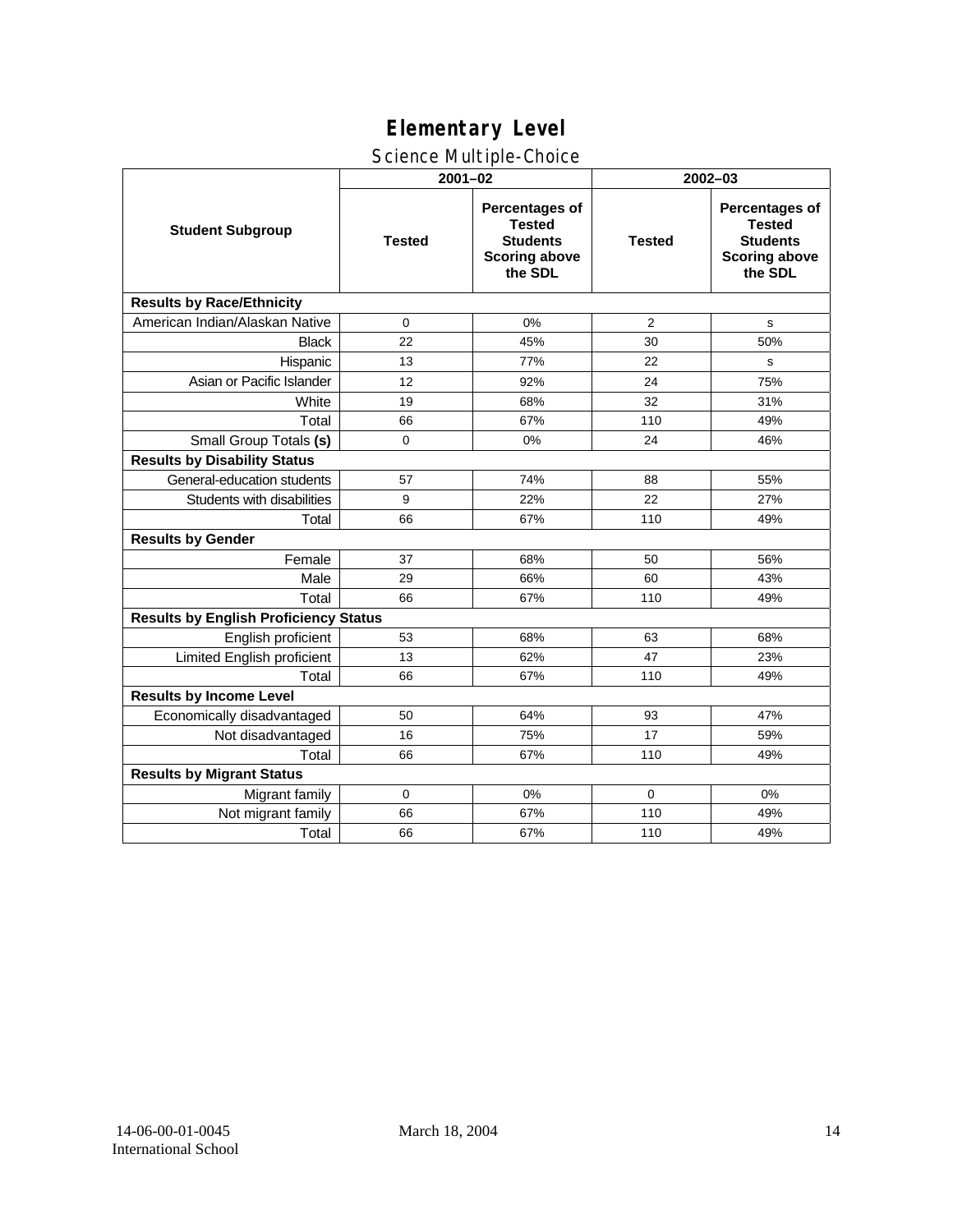# Elementary Level

## Science Multiple-Choice

| Student Subgroup | 2001–02 | | 2002–03 | |
|---|---|---|---|---|
| | Tested | Percentages of Tested Students Scoring above the SDL | Tested | Percentages of Tested Students Scoring above the SDL |
| **Results by Race/Ethnicity** | | | | |
| American Indian/Alaskan Native | 0 | 0% | 2 | s |
| Black | 22 | 45% | 30 | 50% |
| Hispanic | 13 | 77% | 22 | s |
| Asian or Pacific Islander | 12 | 92% | 24 | 75% |
| White | 19 | 68% | 32 | 31% |
| Total | 66 | 67% | 110 | 49% |
| Small Group Totals **(s)** | 0 | 0% | 24 | 46% |
| **Results by Disability Status** | | | | |
| General-education students | 57 | 74% | 88 | 55% |
| Students with disabilities | 9 | 22% | 22 | 27% |
| Total | 66 | 67% | 110 | 49% |
| **Results by Gender** | | | | |
| Female | 37 | 68% | 50 | 56% |
| Male | 29 | 66% | 60 | 43% |
| Total | 66 | 67% | 110 | 49% |
| **Results by English Proficiency Status** | | | | |
| English proficient | 53 | 68% | 63 | 68% |
| Limited English proficient | 13 | 62% | 47 | 23% |
| Total | 66 | 67% | 110 | 49% |
| **Results by Income Level** | | | | |
| Economically disadvantaged | 50 | 64% | 93 | 47% |
| Not disadvantaged | 16 | 75% | 17 | 59% |
| Total | 66 | 67% | 110 | 49% |
| **Results by Migrant Status** | | | | |
| Migrant family | 0 | 0% | 0 | 0% |
| Not migrant family | 66 | 67% | 110 | 49% |
| Total | 66 | 67% | 110 | 49% |

14-06-00-01-0045
International School

March 18, 2004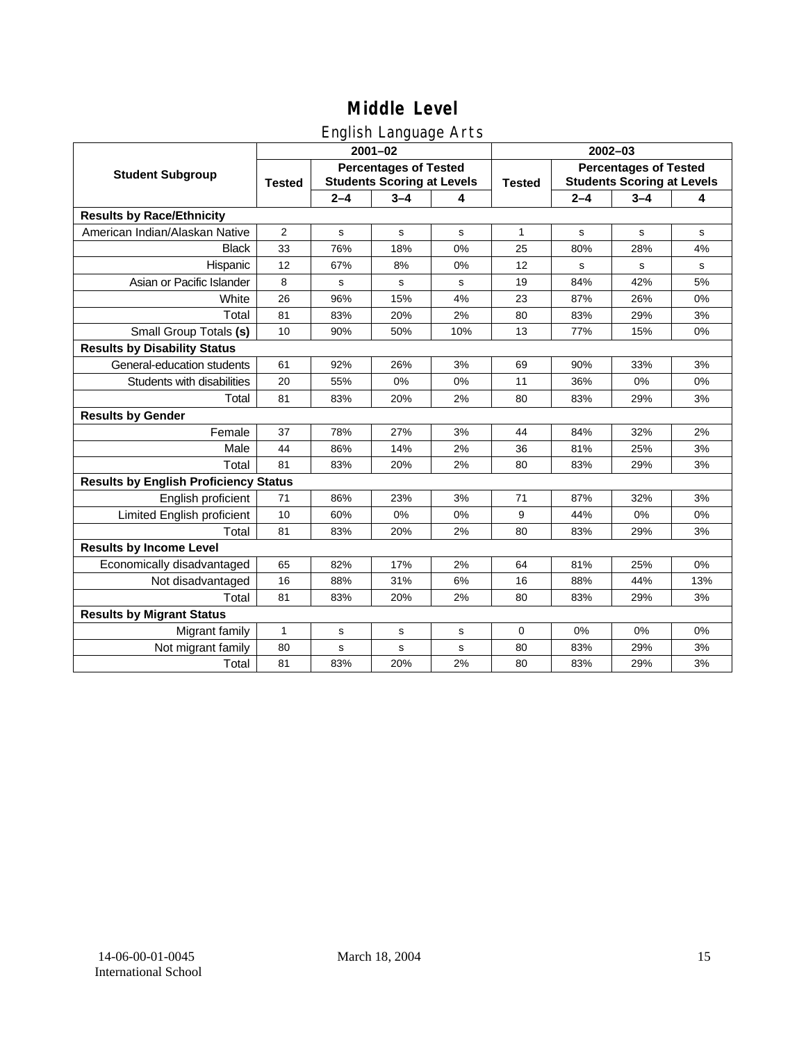# Middle Level

## English Language Arts

| Student Subgroup | 2001–02 | | | | 2002–03 | | | |
|---|---|---|---|---|---|---|---|---|
| | Tested | Percentages of Tested Students Scoring at Levels | | | Tested | Percentages of Tested Students Scoring at Levels | | |
| | | 2–4 | 3–4 | 4 | | 2–4 | 3–4 | 4 |
| **Results by Race/Ethnicity** | | | | | | | | |
| American Indian/Alaskan Native | 2 | s | s | s | 1 | s | s | s |
| Black | 33 | 76% | 18% | 0% | 25 | 80% | 28% | 4% |
| Hispanic | 12 | 67% | 8% | 0% | 12 | s | s | s |
| Asian or Pacific Islander | 8 | s | s | s | 19 | 84% | 42% | 5% |
| White | 26 | 96% | 15% | 4% | 23 | 87% | 26% | 0% |
| Total | 81 | 83% | 20% | 2% | 80 | 83% | 29% | 3% |
| Small Group Totals **(s)** | 10 | 90% | 50% | 10% | 13 | 77% | 15% | 0% |
| **Results by Disability Status** | | | | | | | | |
| General-education students | 61 | 92% | 26% | 3% | 69 | 90% | 33% | 3% |
| Students with disabilities | 20 | 55% | 0% | 0% | 11 | 36% | 0% | 0% |
| Total | 81 | 83% | 20% | 2% | 80 | 83% | 29% | 3% |
| **Results by Gender** | | | | | | | | |
| Female | 37 | 78% | 27% | 3% | 44 | 84% | 32% | 2% |
| Male | 44 | 86% | 14% | 2% | 36 | 81% | 25% | 3% |
| Total | 81 | 83% | 20% | 2% | 80 | 83% | 29% | 3% |
| **Results by English Proficiency Status** | | | | | | | | |
| English proficient | 71 | 86% | 23% | 3% | 71 | 87% | 32% | 3% |
| Limited English proficient | 10 | 60% | 0% | 0% | 9 | 44% | 0% | 0% |
| Total | 81 | 83% | 20% | 2% | 80 | 83% | 29% | 3% |
| **Results by Income Level** | | | | | | | | |
| Economically disadvantaged | 65 | 82% | 17% | 2% | 64 | 81% | 25% | 0% |
| Not disadvantaged | 16 | 88% | 31% | 6% | 16 | 88% | 44% | 13% |
| Total | 81 | 83% | 20% | 2% | 80 | 83% | 29% | 3% |
| **Results by Migrant Status** | | | | | | | | |
| Migrant family | 1 | s | s | s | 0 | 0% | 0% | 0% |
| Not migrant family | 80 | s | s | s | 80 | 83% | 29% | 3% |
| Total | 81 | 83% | 20% | 2% | 80 | 83% | 29% | 3% |

14-06-00-01-0045
International School

March 18, 2004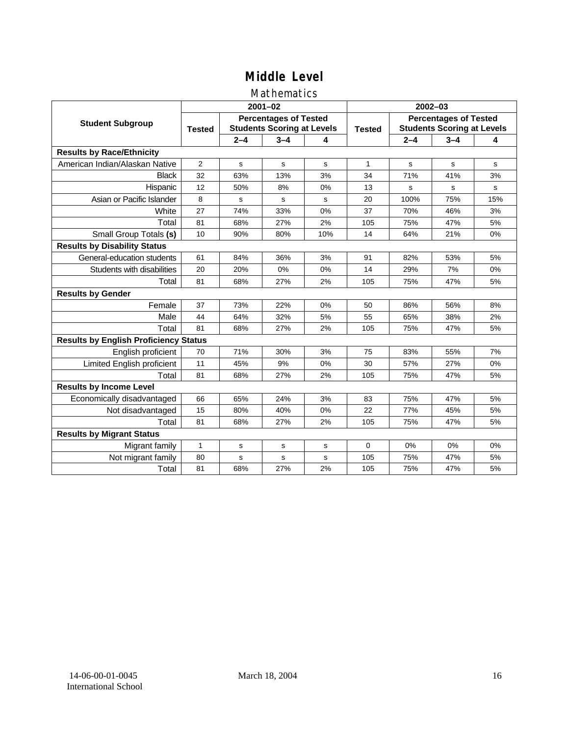# Middle Level

## Mathematics

| Student Subgroup | 2001–02 | | | | 2002–03 | | | |
|---|---|---|---|---|---|---|---|---|
| | Tested | Percentages of Tested Students Scoring at Levels | | | Tested | Percentages of Tested Students Scoring at Levels | | |
| | | 2–4 | 3–4 | 4 | | 2–4 | 3–4 | 4 |
| **Results by Race/Ethnicity** | | | | | | | | |
| American Indian/Alaskan Native | 2 | s | s | s | 1 | s | s | s |
| Black | 32 | 63% | 13% | 3% | 34 | 71% | 41% | 3% |
| Hispanic | 12 | 50% | 8% | 0% | 13 | s | s | s |
| Asian or Pacific Islander | 8 | s | s | s | 20 | 100% | 75% | 15% |
| White | 27 | 74% | 33% | 0% | 37 | 70% | 46% | 3% |
| Total | 81 | 68% | 27% | 2% | 105 | 75% | 47% | 5% |
| Small Group Totals **(s)** | 10 | 90% | 80% | 10% | 14 | 64% | 21% | 0% |
| **Results by Disability Status** | | | | | | | | |
| General-education students | 61 | 84% | 36% | 3% | 91 | 82% | 53% | 5% |
| Students with disabilities | 20 | 20% | 0% | 0% | 14 | 29% | 7% | 0% |
| Total | 81 | 68% | 27% | 2% | 105 | 75% | 47% | 5% |
| **Results by Gender** | | | | | | | | |
| Female | 37 | 73% | 22% | 0% | 50 | 86% | 56% | 8% |
| Male | 44 | 64% | 32% | 5% | 55 | 65% | 38% | 2% |
| Total | 81 | 68% | 27% | 2% | 105 | 75% | 47% | 5% |
| **Results by English Proficiency Status** | | | | | | | | |
| English proficient | 70 | 71% | 30% | 3% | 75 | 83% | 55% | 7% |
| Limited English proficient | 11 | 45% | 9% | 0% | 30 | 57% | 27% | 0% |
| Total | 81 | 68% | 27% | 2% | 105 | 75% | 47% | 5% |
| **Results by Income Level** | | | | | | | | |
| Economically disadvantaged | 66 | 65% | 24% | 3% | 83 | 75% | 47% | 5% |
| Not disadvantaged | 15 | 80% | 40% | 0% | 22 | 77% | 45% | 5% |
| Total | 81 | 68% | 27% | 2% | 105 | 75% | 47% | 5% |
| **Results by Migrant Status** | | | | | | | | |
| Migrant family | 1 | s | s | s | 0 | 0% | 0% | 0% |
| Not migrant family | 80 | s | s | s | 105 | 75% | 47% | 5% |
| Total | 81 | 68% | 27% | 2% | 105 | 75% | 47% | 5% |

14-06-00-01-0045
International School

March 18, 2004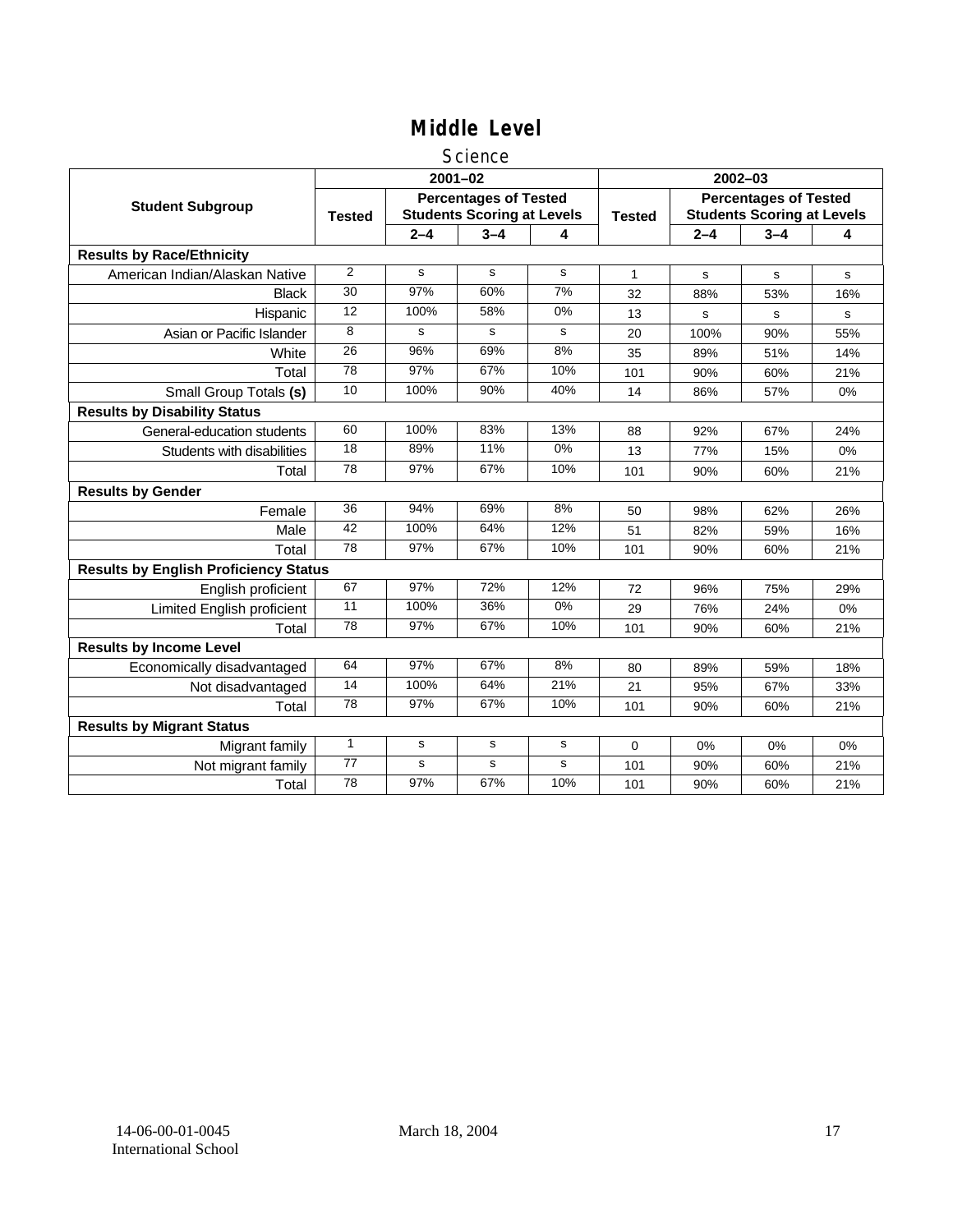# Middle Level

## Science

| Student Subgroup | 2001–02 | | | | 2002–03 | | | |
|---|---|---|---|---|---|---|---|---|
| | Tested | Percentages of Tested Students Scoring at Levels | | | Tested | Percentages of Tested Students Scoring at Levels | | |
| | | 2–4 | 3–4 | 4 | | 2–4 | 3–4 | 4 |
| **Results by Race/Ethnicity** | | | | | | | | |
| American Indian/Alaskan Native | 2 | s | s | s | 1 | s | s | s |
| Black | 30 | 97% | 60% | 7% | 32 | 88% | 53% | 16% |
| Hispanic | 12 | 100% | 58% | 0% | 13 | s | s | s |
| Asian or Pacific Islander | 8 | s | s | s | 20 | 100% | 90% | 55% |
| White | 26 | 96% | 69% | 8% | 35 | 89% | 51% | 14% |
| Total | 78 | 97% | 67% | 10% | 101 | 90% | 60% | 21% |
| Small Group Totals **(s)** | 10 | 100% | 90% | 40% | 14 | 86% | 57% | 0% |
| **Results by Disability Status** | | | | | | | | |
| General-education students | 60 | 100% | 83% | 13% | 88 | 92% | 67% | 24% |
| Students with disabilities | 18 | 89% | 11% | 0% | 13 | 77% | 15% | 0% |
| Total | 78 | 97% | 67% | 10% | 101 | 90% | 60% | 21% |
| **Results by Gender** | | | | | | | | |
| Female | 36 | 94% | 69% | 8% | 50 | 98% | 62% | 26% |
| Male | 42 | 100% | 64% | 12% | 51 | 82% | 59% | 16% |
| Total | 78 | 97% | 67% | 10% | 101 | 90% | 60% | 21% |
| **Results by English Proficiency Status** | | | | | | | | |
| English proficient | 67 | 97% | 72% | 12% | 72 | 96% | 75% | 29% |
| Limited English proficient | 11 | 100% | 36% | 0% | 29 | 76% | 24% | 0% |
| Total | 78 | 97% | 67% | 10% | 101 | 90% | 60% | 21% |
| **Results by Income Level** | | | | | | | | |
| Economically disadvantaged | 64 | 97% | 67% | 8% | 80 | 89% | 59% | 18% |
| Not disadvantaged | 14 | 100% | 64% | 21% | 21 | 95% | 67% | 33% |
| Total | 78 | 97% | 67% | 10% | 101 | 90% | 60% | 21% |
| **Results by Migrant Status** | | | | | | | | |
| Migrant family | 1 | s | s | s | 0 | 0% | 0% | 0% |
| Not migrant family | 77 | s | s | s | 101 | 90% | 60% | 21% |
| Total | 78 | 97% | 67% | 10% | 101 | 90% | 60% | 21% |

14-06-00-01-0045
International School

March 18, 2004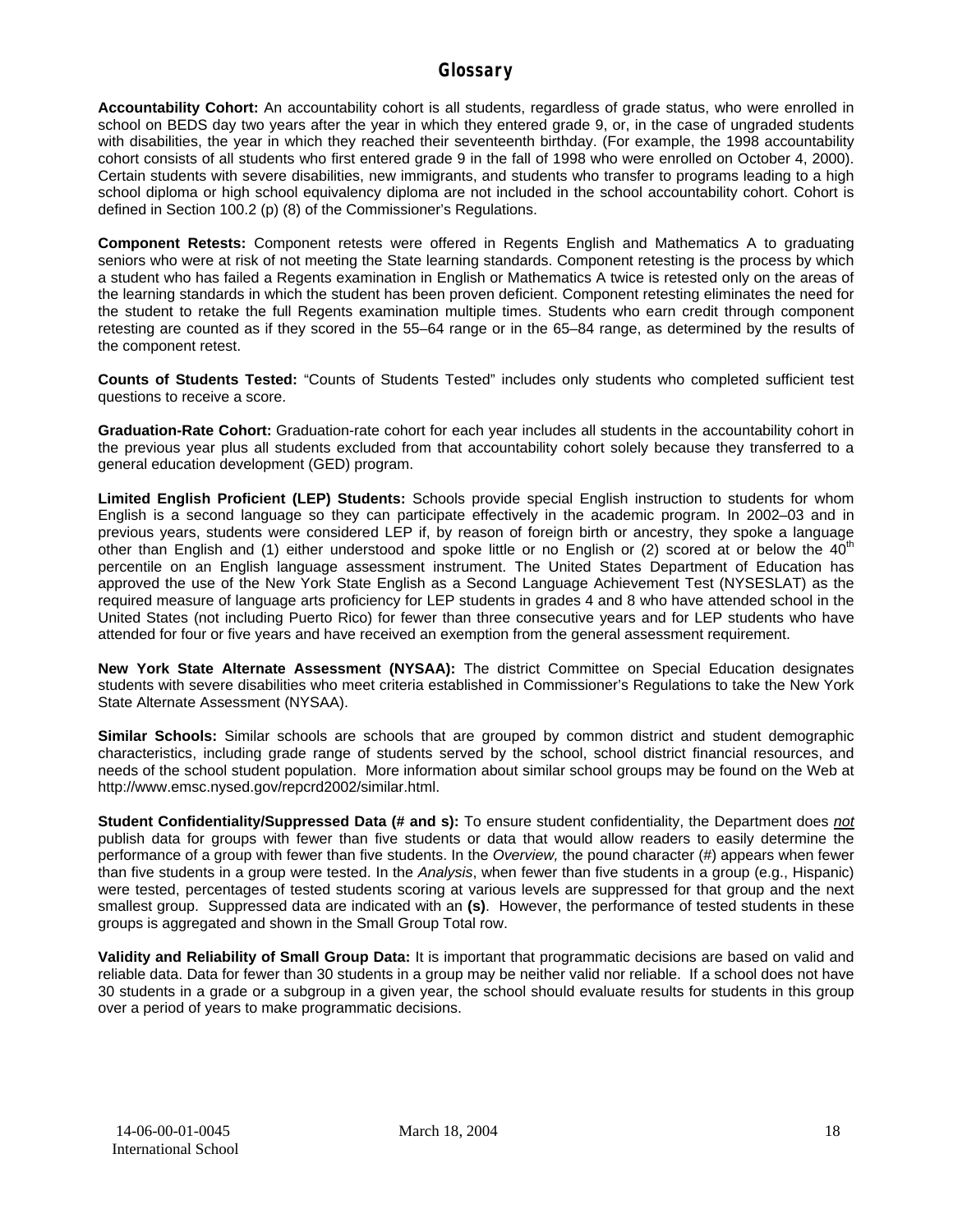# Glossary

**Accountability Cohort:** An accountability cohort is all students, regardless of grade status, who were enrolled in school on BEDS day two years after the year in which they entered grade 9, or, in the case of ungraded students with disabilities, the year in which they reached their seventeenth birthday. (For example, the 1998 accountability cohort consists of all students who first entered grade 9 in the fall of 1998 who were enrolled on October 4, 2000). Certain students with severe disabilities, new immigrants, and students who transfer to programs leading to a high school diploma or high school equivalency diploma are not included in the school accountability cohort. Cohort is defined in Section 100.2 (p) (8) of the Commissioner's Regulations.

**Component Retests:** Component retests were offered in Regents English and Mathematics A to graduating seniors who were at risk of not meeting the State learning standards. Component retesting is the process by which a student who has failed a Regents examination in English or Mathematics A twice is retested only on the areas of the learning standards in which the student has been proven deficient. Component retesting eliminates the need for the student to retake the full Regents examination multiple times. Students who earn credit through component retesting are counted as if they scored in the 55–64 range or in the 65–84 range, as determined by the results of the component retest.

**Counts of Students Tested:** "Counts of Students Tested" includes only students who completed sufficient test questions to receive a score.

**Graduation-Rate Cohort:** Graduation-rate cohort for each year includes all students in the accountability cohort in the previous year plus all students excluded from that accountability cohort solely because they transferred to a general education development (GED) program.

**Limited English Proficient (LEP) Students:** Schools provide special English instruction to students for whom English is a second language so they can participate effectively in the academic program. In 2002–03 and in previous years, students were considered LEP if, by reason of foreign birth or ancestry, they spoke a language other than English and (1) either understood and spoke little or no English or (2) scored at or below the 40th percentile on an English language assessment instrument. The United States Department of Education has approved the use of the New York State English as a Second Language Achievement Test (NYSESLAT) as the required measure of language arts proficiency for LEP students in grades 4 and 8 who have attended school in the United States (not including Puerto Rico) for fewer than three consecutive years and for LEP students who have attended for four or five years and have received an exemption from the general assessment requirement.

**New York State Alternate Assessment (NYSAA):** The district Committee on Special Education designates students with severe disabilities who meet criteria established in Commissioner's Regulations to take the New York State Alternate Assessment (NYSAA).

**Similar Schools:** Similar schools are schools that are grouped by common district and student demographic characteristics, including grade range of students served by the school, school district financial resources, and needs of the school student population. More information about similar school groups may be found on the Web at http://www.emsc.nysed.gov/repcrd2002/similar.html.

**Student Confidentiality/Suppressed Data (# and s):** To ensure student confidentiality, the Department does *not* publish data for groups with fewer than five students or data that would allow readers to easily determine the performance of a group with fewer than five students. In the *Overview,* the pound character (#) appears when fewer than five students in a group were tested. In the *Analysis*, when fewer than five students in a group (e.g., Hispanic) were tested, percentages of tested students scoring at various levels are suppressed for that group and the next smallest group. Suppressed data are indicated with an **(s)**. However, the performance of tested students in these groups is aggregated and shown in the Small Group Total row.

**Validity and Reliability of Small Group Data:** It is important that programmatic decisions are based on valid and reliable data. Data for fewer than 30 students in a group may be neither valid nor reliable. If a school does not have 30 students in a grade or a subgroup in a given year, the school should evaluate results for students in this group over a period of years to make programmatic decisions.